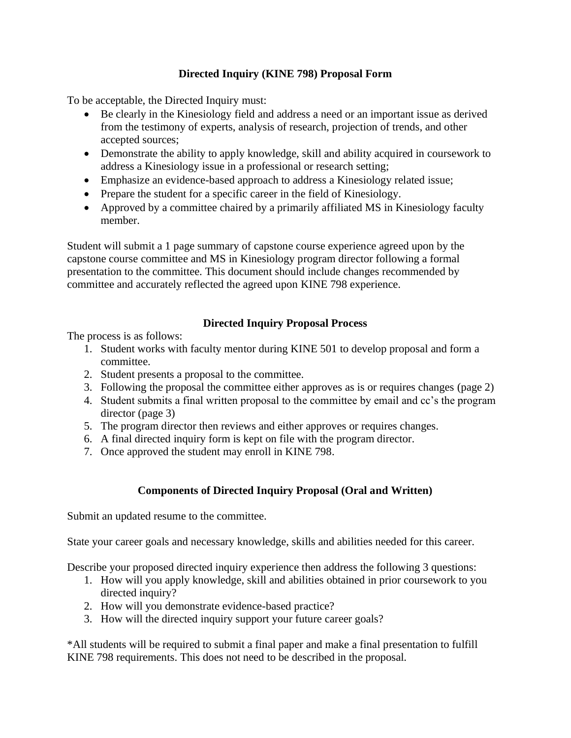# Directed Inquiry (KINE 798) Proposal Form

To be acceptable, the Directed Inquiry must:

- Be clearly in the Kinesiology field and address a need or an important issue as derived from the testimony of experts, analysis of research, projection of trends, and other accepted sources;
- Demonstrate the ability to apply knowledge, skill and ability acquired in coursework to address a Kinesiology issue in a professional or research setting;
- Emphasize an evidence-based approach to address a Kinesiology related issue;
- Prepare the student for a specific career in the field of Kinesiology.
- Approved by a committee chaired by a primarily affiliated MS in Kinesiology faculty member.

Student will submit a 1 page summary of capstone course experience agreed upon by the capstone course committee and MS in Kinesiology program director following a formal presentation to the committee. This document should include changes recommended by committee and accurately reflected the agreed upon KINE 798 experience.

## Directed Inquiry Proposal Process

The process is as follows:

1. Student works with faculty mentor during KINE 501 to develop proposal and form a committee.
2. Student presents a proposal to the committee.
3. Following the proposal the committee either approves as is or requires changes (page 2)
4. Student submits a final written proposal to the committee by email and cc's the program director (page 3)
5. The program director then reviews and either approves or requires changes.
6. A final directed inquiry form is kept on file with the program director.
7. Once approved the student may enroll in KINE 798.

## Components of Directed Inquiry Proposal (Oral and Written)

Submit an updated resume to the committee.

State your career goals and necessary knowledge, skills and abilities needed for this career.

Describe your proposed directed inquiry experience then address the following 3 questions:

1. How will you apply knowledge, skill and abilities obtained in prior coursework to you directed inquiry?
2. How will you demonstrate evidence-based practice?
3. How will the directed inquiry support your future career goals?

*All students will be required to submit a final paper and make a final presentation to fulfill KINE 798 requirements. This does not need to be described in the proposal.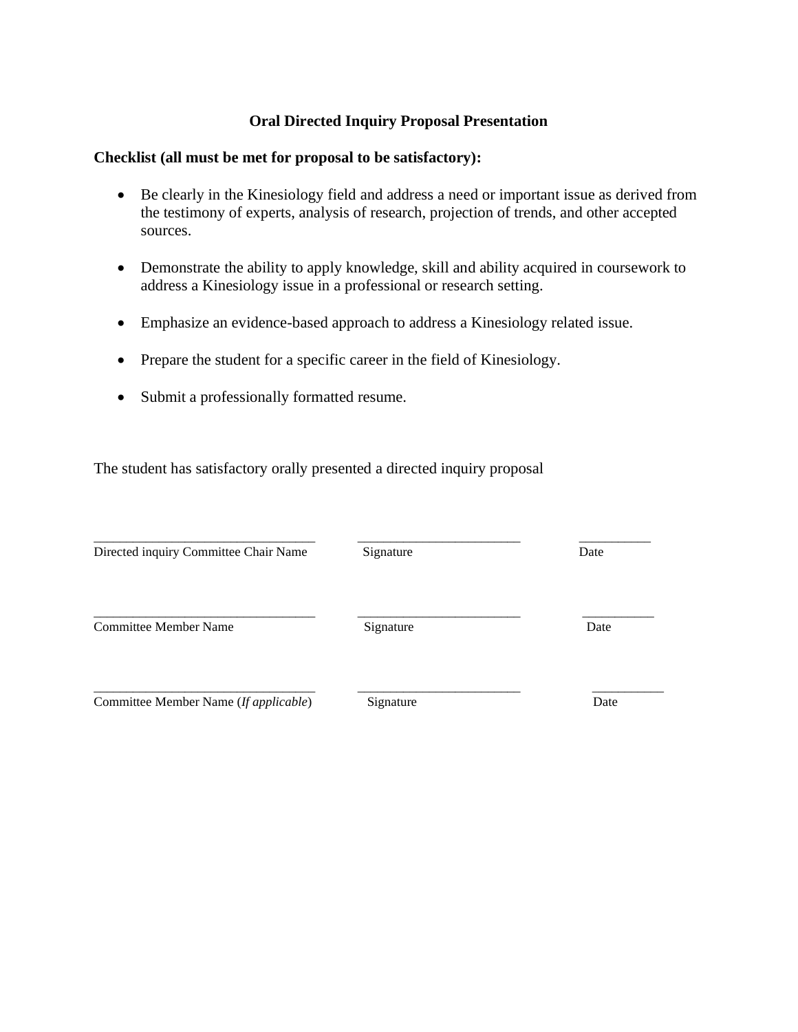## Oral Directed Inquiry Proposal Presentation

**Checklist (all must be met for proposal to be satisfactory):**

- Be clearly in the Kinesiology field and address a need or important issue as derived from the testimony of experts, analysis of research, projection of trends, and other accepted sources.
- Demonstrate the ability to apply knowledge, skill and ability acquired in coursework to address a Kinesiology issue in a professional or research setting.
- Emphasize an evidence-based approach to address a Kinesiology related issue.
- Prepare the student for a specific career in the field of Kinesiology.
- Submit a professionally formatted resume.

The student has satisfactory orally presented a directed inquiry proposal

| | | |
|---|---|---|
| ________________________________ | ________________________ | __________ |
| Directed inquiry Committee Chair Name | Signature | Date |
| ________________________________ | ________________________ | __________ |
| Committee Member Name | Signature | Date |
| ________________________________ | ________________________ | __________ |
| Committee Member Name (*If applicable*) | Signature | Date |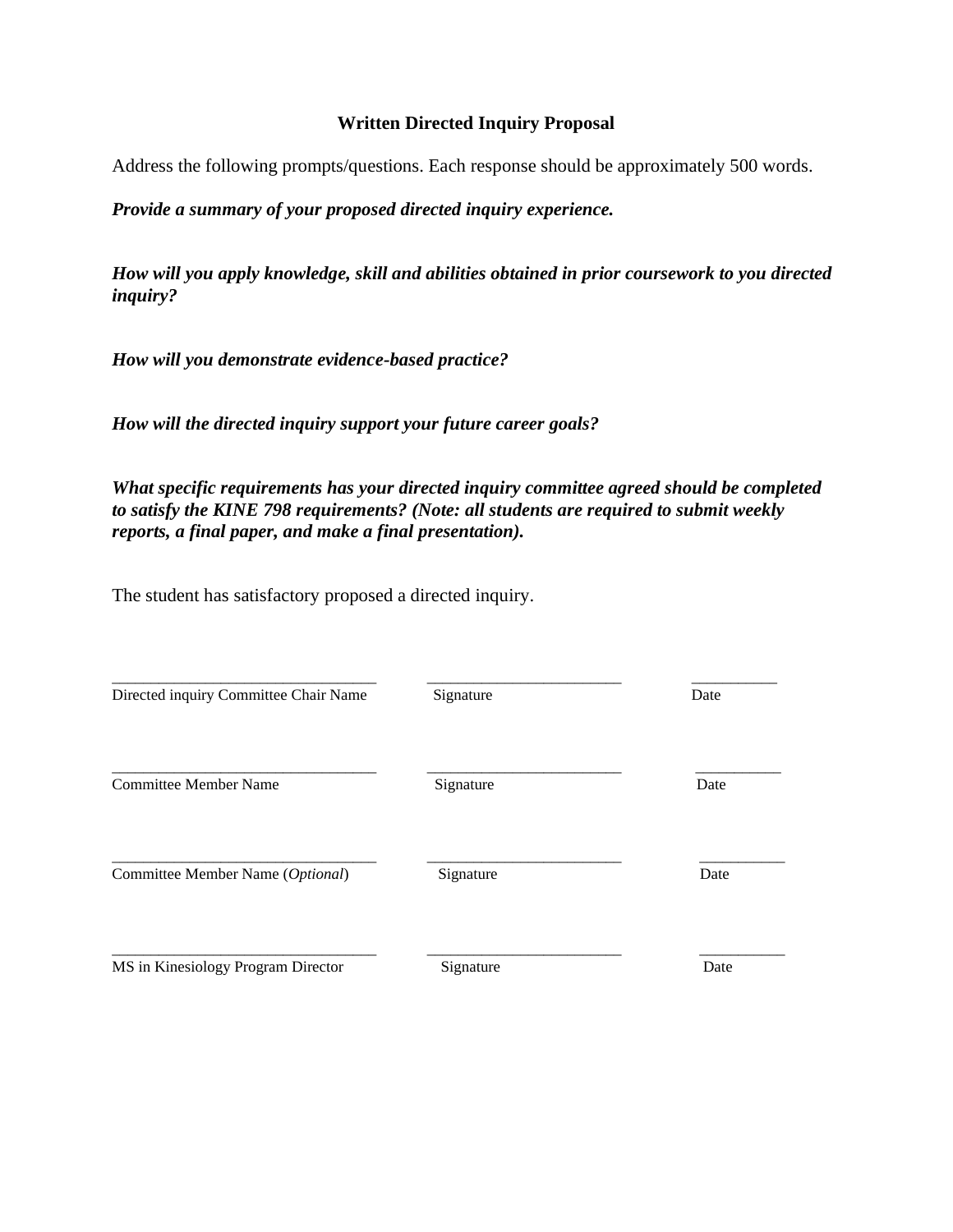**Written Directed Inquiry Proposal**

Address the following prompts/questions. Each response should be approximately 500 words.

***Provide a summary of your proposed directed inquiry experience.***

***How will you apply knowledge, skill and abilities obtained in prior coursework to you directed inquiry?***

***How will you demonstrate evidence-based practice?***

***How will the directed inquiry support your future career goals?***

***What specific requirements has your directed inquiry committee agreed should be completed to satisfy the KINE 798 requirements? (Note: all students are required to submit weekly reports, a final paper, and make a final presentation).***

The student has satisfactory proposed a directed inquiry.

| | | |
|---|---|---|
| _________________________________ | _________________________ | ___________ |
| Directed inquiry Committee Chair Name | Signature | Date |
| _________________________________ | _________________________ | ___________ |
| Committee Member Name | Signature | Date |
| _________________________________ | _________________________ | ___________ |
| Committee Member Name (*Optional*) | Signature | Date |
| _________________________________ | _________________________ | ___________ |
| MS in Kinesiology Program Director | Signature | Date |